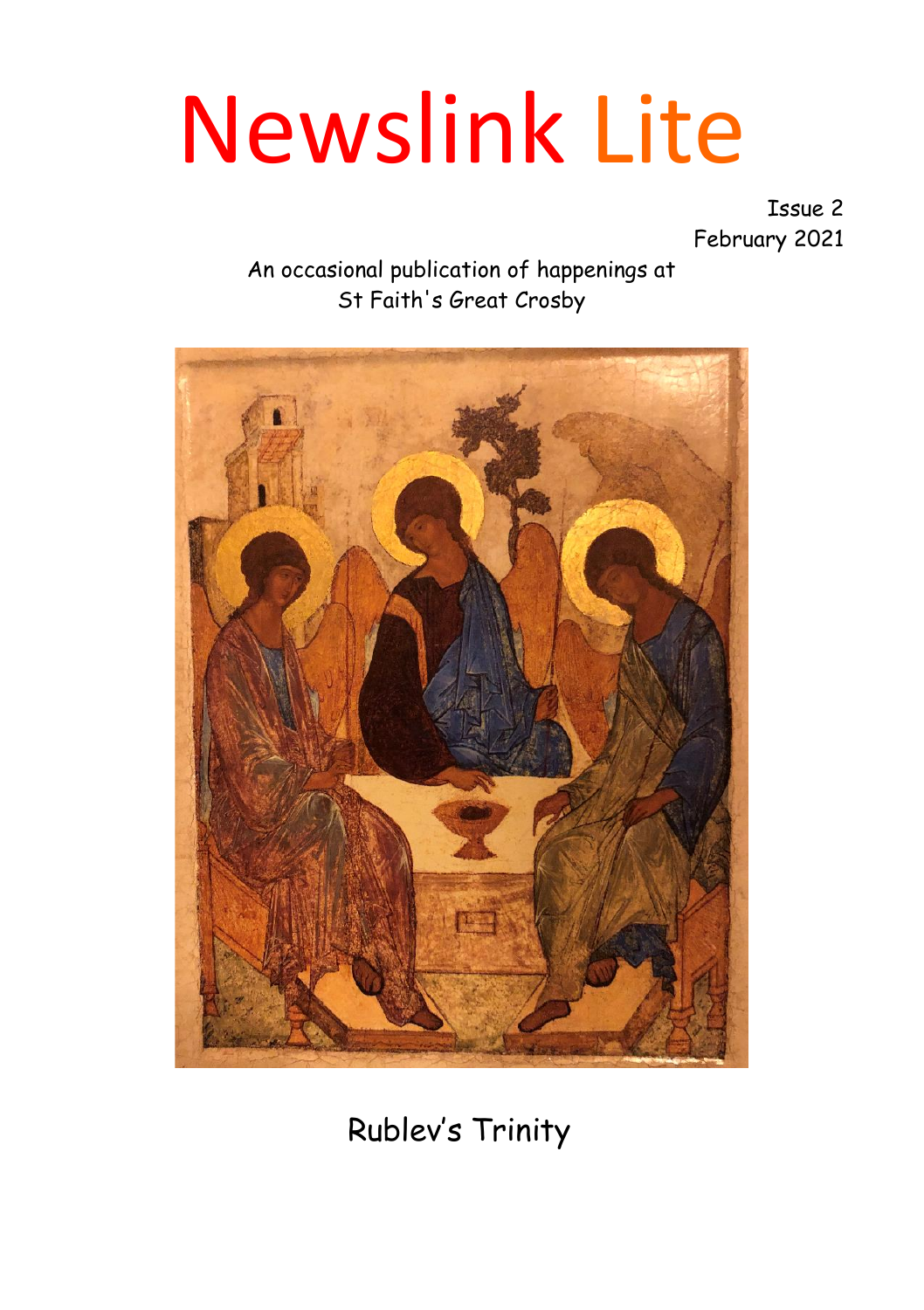# Newslink Lite

Issue 2
February 2021

An occasional publication of happenings at
St Faith's Great Crosby

Rublev's Trinity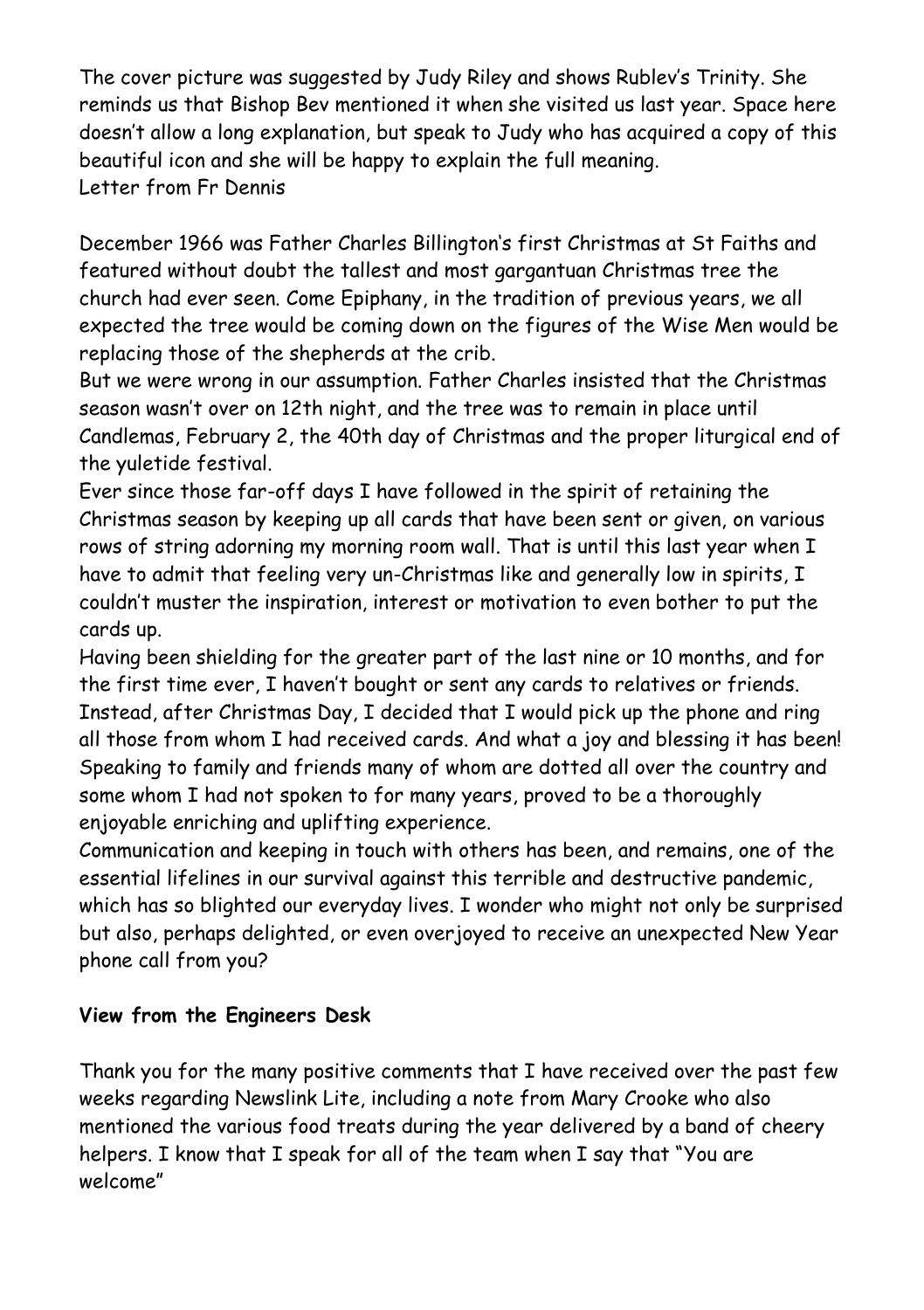The cover picture was suggested by Judy Riley and shows Rublev's Trinity. She reminds us that Bishop Bev mentioned it when she visited us last year. Space here doesn't allow a long explanation, but speak to Judy who has acquired a copy of this beautiful icon and she will be happy to explain the full meaning.

Letter from Fr Dennis

December 1966 was Father Charles Billington's first Christmas at St Faiths and featured without doubt the tallest and most gargantuan Christmas tree the church had ever seen. Come Epiphany, in the tradition of previous years, we all expected the tree would be coming down on the figures of the Wise Men would be replacing those of the shepherds at the crib.

But we were wrong in our assumption. Father Charles insisted that the Christmas season wasn't over on 12th night, and the tree was to remain in place until Candlemas, February 2, the 40th day of Christmas and the proper liturgical end of the yuletide festival.

Ever since those far-off days I have followed in the spirit of retaining the Christmas season by keeping up all cards that have been sent or given, on various rows of string adorning my morning room wall. That is until this last year when I have to admit that feeling very un-Christmas like and generally low in spirits, I couldn't muster the inspiration, interest or motivation to even bother to put the cards up.

Having been shielding for the greater part of the last nine or 10 months, and for the first time ever, I haven't bought or sent any cards to relatives or friends. Instead, after Christmas Day, I decided that I would pick up the phone and ring all those from whom I had received cards. And what a joy and blessing it has been! Speaking to family and friends many of whom are dotted all over the country and some whom I had not spoken to for many years, proved to be a thoroughly enjoyable enriching and uplifting experience.

Communication and keeping in touch with others has been, and remains, one of the essential lifelines in our survival against this terrible and destructive pandemic, which has so blighted our everyday lives. I wonder who might not only be surprised but also, perhaps delighted, or even overjoyed to receive an unexpected New Year phone call from you?

**View from the Engineers Desk**

Thank you for the many positive comments that I have received over the past few weeks regarding Newslink Lite, including a note from Mary Crooke who also mentioned the various food treats during the year delivered by a band of cheery helpers. I know that I speak for all of the team when I say that "You are welcome"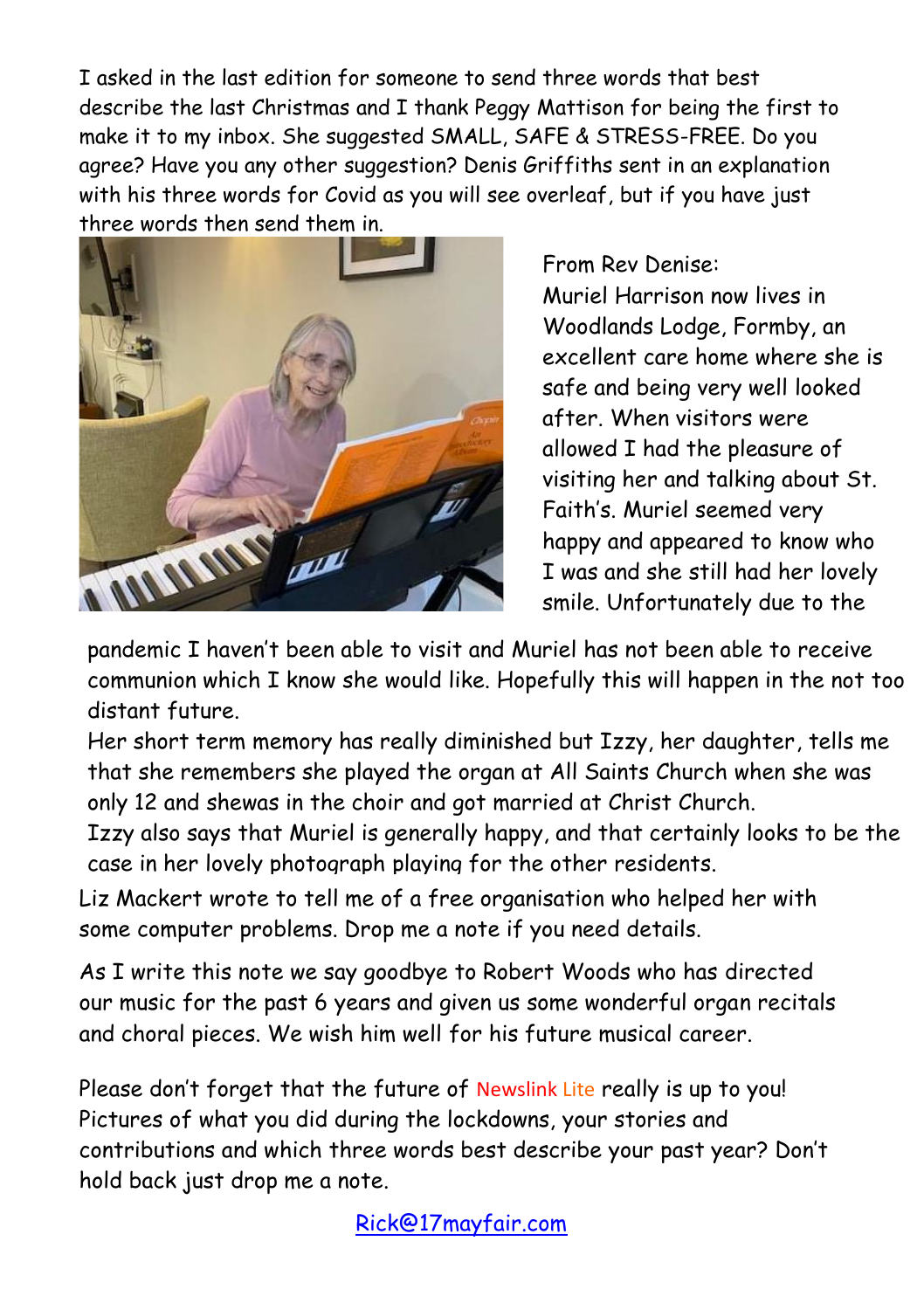I asked in the last edition for someone to send three words that best describe the last Christmas and I thank Peggy Mattison for being the first to make it to my inbox. She suggested SMALL, SAFE & STRESS-FREE. Do you agree? Have you any other suggestion? Denis Griffiths sent in an explanation with his three words for Covid as you will see overleaf, but if you have just three words then send them in.

From Rev Denise:
Muriel Harrison now lives in Woodlands Lodge, Formby, an excellent care home where she is safe and being very well looked after. When visitors were allowed I had the pleasure of visiting her and talking about St. Faith's. Muriel seemed very happy and appeared to know who I was and she still had her lovely smile. Unfortunately due to the pandemic I haven't been able to visit and Muriel has not been able to receive communion which I know she would like. Hopefully this will happen in the not too distant future.

Her short term memory has really diminished but Izzy, her daughter, tells me that she remembers she played the organ at All Saints Church when she was only 12 and shewas in the choir and got married at Christ Church.

Izzy also says that Muriel is generally happy, and that certainly looks to be the case in her lovely photograph playing for the other residents.

Liz Mackert wrote to tell me of a free organisation who helped her with some computer problems. Drop me a note if you need details.

As I write this note we say goodbye to Robert Woods who has directed our music for the past 6 years and given us some wonderful organ recitals and choral pieces. We wish him well for his future musical career.

Please don't forget that the future of Newslink Lite really is up to you! Pictures of what you did during the lockdowns, your stories and contributions and which three words best describe your past year? Don't hold back just drop me a note.

Rick@17mayfair.com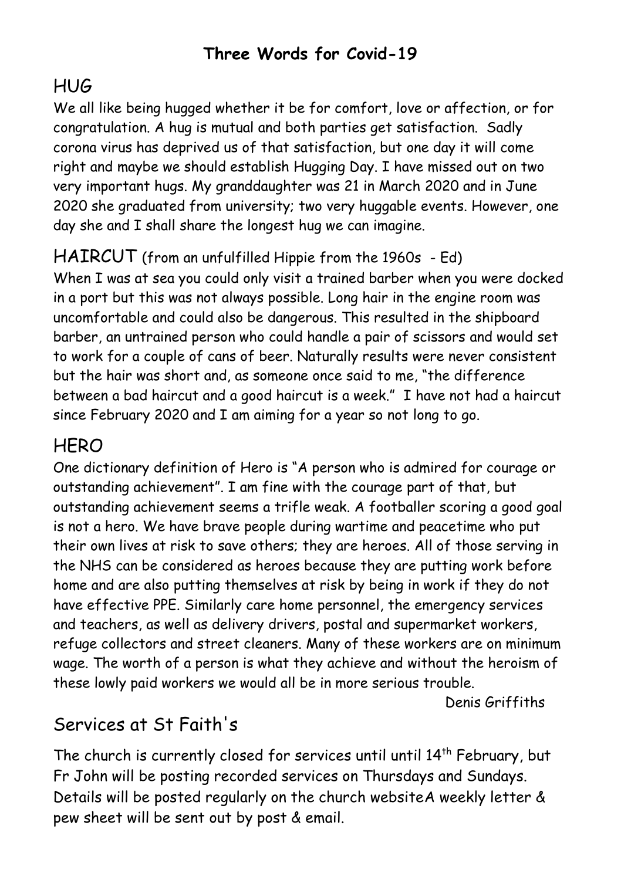## Three Words for Covid-19

### HUG

We all like being hugged whether it be for comfort, love or affection, or for congratulation. A hug is mutual and both parties get satisfaction. Sadly corona virus has deprived us of that satisfaction, but one day it will come right and maybe we should establish Hugging Day. I have missed out on two very important hugs. My granddaughter was 21 in March 2020 and in June 2020 she graduated from university; two very huggable events. However, one day she and I shall share the longest hug we can imagine.

### HAIRCUT (from an unfulfilled Hippie from the 1960s - Ed)

When I was at sea you could only visit a trained barber when you were docked in a port but this was not always possible. Long hair in the engine room was uncomfortable and could also be dangerous. This resulted in the shipboard barber, an untrained person who could handle a pair of scissors and would set to work for a couple of cans of beer. Naturally results were never consistent but the hair was short and, as someone once said to me, "the difference between a bad haircut and a good haircut is a week." I have not had a haircut since February 2020 and I am aiming for a year so not long to go.

### HERO

One dictionary definition of Hero is "A person who is admired for courage or outstanding achievement". I am fine with the courage part of that, but outstanding achievement seems a trifle weak. A footballer scoring a good goal is not a hero. We have brave people during wartime and peacetime who put their own lives at risk to save others; they are heroes. All of those serving in the NHS can be considered as heroes because they are putting work before home and are also putting themselves at risk by being in work if they do not have effective PPE. Similarly care home personnel, the emergency services and teachers, as well as delivery drivers, postal and supermarket workers, refuge collectors and street cleaners. Many of these workers are on minimum wage. The worth of a person is what they achieve and without the heroism of these lowly paid workers we would all be in more serious trouble.

Denis Griffiths

## Services at St Faith's

The church is currently closed for services until until 14th February, but Fr John will be posting recorded services on Thursdays and Sundays. Details will be posted regularly on the church websiteA weekly letter & pew sheet will be sent out by post & email.